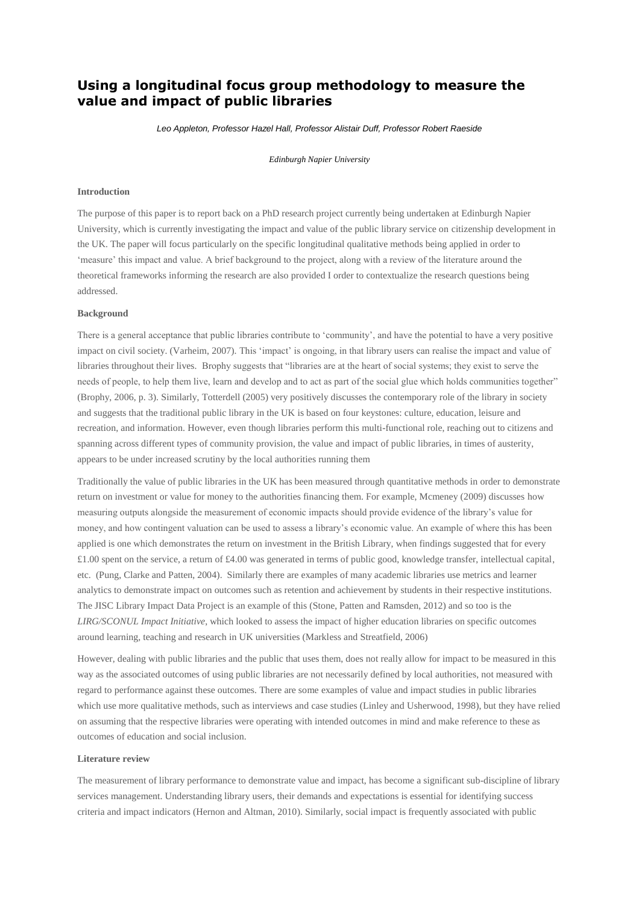# Using a longitudinal focus group methodology to measure the value and impact of public libraries

*Leo Appleton, Professor Hazel Hall, Professor Alistair Duff, Professor Robert Raeside*

*Edinburgh Napier University*

**Introduction**

The purpose of this paper is to report back on a PhD research project currently being undertaken at Edinburgh Napier University, which is currently investigating the impact and value of the public library service on citizenship development in the UK. The paper will focus particularly on the specific longitudinal qualitative methods being applied in order to 'measure' this impact and value. A brief background to the project, along with a review of the literature around the theoretical frameworks informing the research are also provided I order to contextualize the research questions being addressed.

**Background**

There is a general acceptance that public libraries contribute to 'community', and have the potential to have a very positive impact on civil society. (Varheim, 2007). This 'impact' is ongoing, in that library users can realise the impact and value of libraries throughout their lives. Brophy suggests that "libraries are at the heart of social systems; they exist to serve the needs of people, to help them live, learn and develop and to act as part of the social glue which holds communities together" (Brophy, 2006, p. 3). Similarly, Totterdell (2005) very positively discusses the contemporary role of the library in society and suggests that the traditional public library in the UK is based on four keystones: culture, education, leisure and recreation, and information. However, even though libraries perform this multi-functional role, reaching out to citizens and spanning across different types of community provision, the value and impact of public libraries, in times of austerity, appears to be under increased scrutiny by the local authorities running them

Traditionally the value of public libraries in the UK has been measured through quantitative methods in order to demonstrate return on investment or value for money to the authorities financing them. For example, Mcmeney (2009) discusses how measuring outputs alongside the measurement of economic impacts should provide evidence of the library's value for money, and how contingent valuation can be used to assess a library's economic value. An example of where this has been applied is one which demonstrates the return on investment in the British Library, when findings suggested that for every £1.00 spent on the service, a return of £4.00 was generated in terms of public good, knowledge transfer, intellectual capital, etc. (Pung, Clarke and Patten, 2004). Similarly there are examples of many academic libraries use metrics and learner analytics to demonstrate impact on outcomes such as retention and achievement by students in their respective institutions. The JISC Library Impact Data Project is an example of this (Stone, Patten and Ramsden, 2012) and so too is the *LIRG/SCONUL Impact Initiative*, which looked to assess the impact of higher education libraries on specific outcomes around learning, teaching and research in UK universities (Markless and Streatfield, 2006)

However, dealing with public libraries and the public that uses them, does not really allow for impact to be measured in this way as the associated outcomes of using public libraries are not necessarily defined by local authorities, not measured with regard to performance against these outcomes. There are some examples of value and impact studies in public libraries which use more qualitative methods, such as interviews and case studies (Linley and Usherwood, 1998), but they have relied on assuming that the respective libraries were operating with intended outcomes in mind and make reference to these as outcomes of education and social inclusion.

**Literature review**

The measurement of library performance to demonstrate value and impact, has become a significant sub-discipline of library services management. Understanding library users, their demands and expectations is essential for identifying success criteria and impact indicators (Hernon and Altman, 2010). Similarly, social impact is frequently associated with public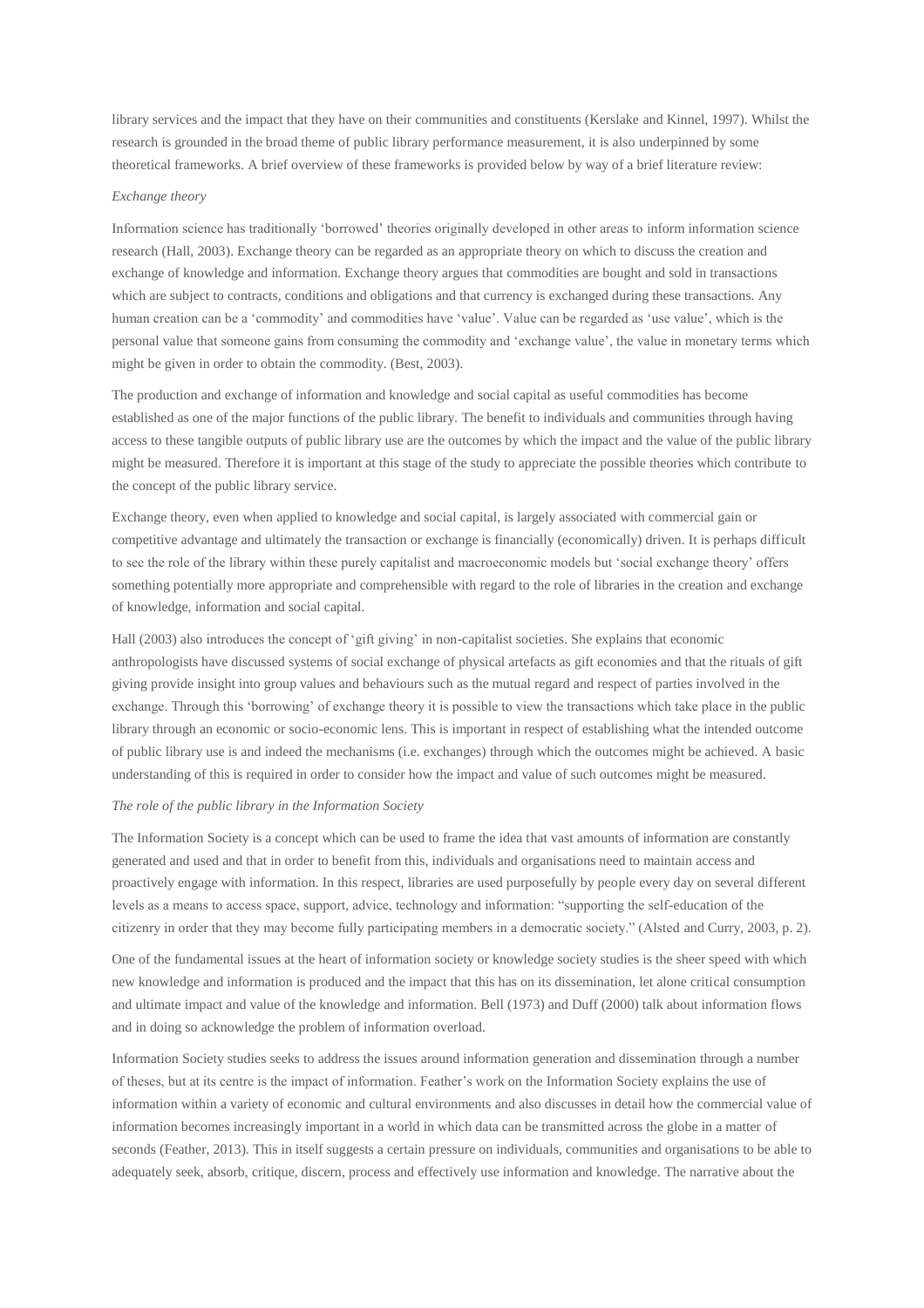library services and the impact that they have on their communities and constituents (Kerslake and Kinnel, 1997). Whilst the research is grounded in the broad theme of public library performance measurement, it is also underpinned by some theoretical frameworks. A brief overview of these frameworks is provided below by way of a brief literature review:

*Exchange theory*

Information science has traditionally 'borrowed' theories originally developed in other areas to inform information science research (Hall, 2003). Exchange theory can be regarded as an appropriate theory on which to discuss the creation and exchange of knowledge and information. Exchange theory argues that commodities are bought and sold in transactions which are subject to contracts, conditions and obligations and that currency is exchanged during these transactions. Any human creation can be a 'commodity' and commodities have 'value'. Value can be regarded as 'use value', which is the personal value that someone gains from consuming the commodity and 'exchange value', the value in monetary terms which might be given in order to obtain the commodity. (Best, 2003).

The production and exchange of information and knowledge and social capital as useful commodities has become established as one of the major functions of the public library. The benefit to individuals and communities through having access to these tangible outputs of public library use are the outcomes by which the impact and the value of the public library might be measured. Therefore it is important at this stage of the study to appreciate the possible theories which contribute to the concept of the public library service.

Exchange theory, even when applied to knowledge and social capital, is largely associated with commercial gain or competitive advantage and ultimately the transaction or exchange is financially (economically) driven. It is perhaps difficult to see the role of the library within these purely capitalist and macroeconomic models but 'social exchange theory' offers something potentially more appropriate and comprehensible with regard to the role of libraries in the creation and exchange of knowledge, information and social capital.

Hall (2003) also introduces the concept of 'gift giving' in non-capitalist societies. She explains that economic anthropologists have discussed systems of social exchange of physical artefacts as gift economies and that the rituals of gift giving provide insight into group values and behaviours such as the mutual regard and respect of parties involved in the exchange. Through this 'borrowing' of exchange theory it is possible to view the transactions which take place in the public library through an economic or socio-economic lens. This is important in respect of establishing what the intended outcome of public library use is and indeed the mechanisms (i.e. exchanges) through which the outcomes might be achieved. A basic understanding of this is required in order to consider how the impact and value of such outcomes might be measured.

*The role of the public library in the Information Society*

The Information Society is a concept which can be used to frame the idea that vast amounts of information are constantly generated and used and that in order to benefit from this, individuals and organisations need to maintain access and proactively engage with information. In this respect, libraries are used purposefully by people every day on several different levels as a means to access space, support, advice, technology and information: "supporting the self-education of the citizenry in order that they may become fully participating members in a democratic society." (Alsted and Curry, 2003, p. 2).

One of the fundamental issues at the heart of information society or knowledge society studies is the sheer speed with which new knowledge and information is produced and the impact that this has on its dissemination, let alone critical consumption and ultimate impact and value of the knowledge and information. Bell (1973) and Duff (2000) talk about information flows and in doing so acknowledge the problem of information overload.

Information Society studies seeks to address the issues around information generation and dissemination through a number of theses, but at its centre is the impact of information. Feather's work on the Information Society explains the use of information within a variety of economic and cultural environments and also discusses in detail how the commercial value of information becomes increasingly important in a world in which data can be transmitted across the globe in a matter of seconds (Feather, 2013). This in itself suggests a certain pressure on individuals, communities and organisations to be able to adequately seek, absorb, critique, discern, process and effectively use information and knowledge. The narrative about the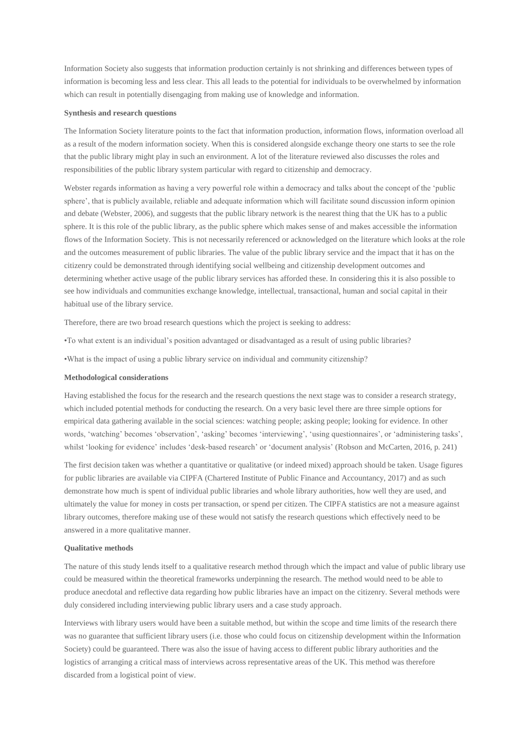Information Society also suggests that information production certainly is not shrinking and differences between types of information is becoming less and less clear. This all leads to the potential for individuals to be overwhelmed by information which can result in potentially disengaging from making use of knowledge and information.

**Synthesis and research questions**

The Information Society literature points to the fact that information production, information flows, information overload all as a result of the modern information society. When this is considered alongside exchange theory one starts to see the role that the public library might play in such an environment. A lot of the literature reviewed also discusses the roles and responsibilities of the public library system particular with regard to citizenship and democracy.

Webster regards information as having a very powerful role within a democracy and talks about the concept of the 'public sphere', that is publicly available, reliable and adequate information which will facilitate sound discussion inform opinion and debate (Webster, 2006), and suggests that the public library network is the nearest thing that the UK has to a public sphere. It is this role of the public library, as the public sphere which makes sense of and makes accessible the information flows of the Information Society. This is not necessarily referenced or acknowledged on the literature which looks at the role and the outcomes measurement of public libraries. The value of the public library service and the impact that it has on the citizenry could be demonstrated through identifying social wellbeing and citizenship development outcomes and determining whether active usage of the public library services has afforded these. In considering this it is also possible to see how individuals and communities exchange knowledge, intellectual, transactional, human and social capital in their habitual use of the library service.

Therefore, there are two broad research questions which the project is seeking to address:

•To what extent is an individual's position advantaged or disadvantaged as a result of using public libraries?

•What is the impact of using a public library service on individual and community citizenship?

**Methodological considerations**

Having established the focus for the research and the research questions the next stage was to consider a research strategy, which included potential methods for conducting the research. On a very basic level there are three simple options for empirical data gathering available in the social sciences: watching people; asking people; looking for evidence. In other words, 'watching' becomes 'observation', 'asking' becomes 'interviewing', 'using questionnaires', or 'administering tasks', whilst 'looking for evidence' includes 'desk-based research' or 'document analysis' (Robson and McCarten, 2016, p. 241)

The first decision taken was whether a quantitative or qualitative (or indeed mixed) approach should be taken. Usage figures for public libraries are available via CIPFA (Chartered Institute of Public Finance and Accountancy, 2017) and as such demonstrate how much is spent of individual public libraries and whole library authorities, how well they are used, and ultimately the value for money in costs per transaction, or spend per citizen. The CIPFA statistics are not a measure against library outcomes, therefore making use of these would not satisfy the research questions which effectively need to be answered in a more qualitative manner.

**Qualitative methods**

The nature of this study lends itself to a qualitative research method through which the impact and value of public library use could be measured within the theoretical frameworks underpinning the research. The method would need to be able to produce anecdotal and reflective data regarding how public libraries have an impact on the citizenry. Several methods were duly considered including interviewing public library users and a case study approach.

Interviews with library users would have been a suitable method, but within the scope and time limits of the research there was no guarantee that sufficient library users (i.e. those who could focus on citizenship development within the Information Society) could be guaranteed. There was also the issue of having access to different public library authorities and the logistics of arranging a critical mass of interviews across representative areas of the UK. This method was therefore discarded from a logistical point of view.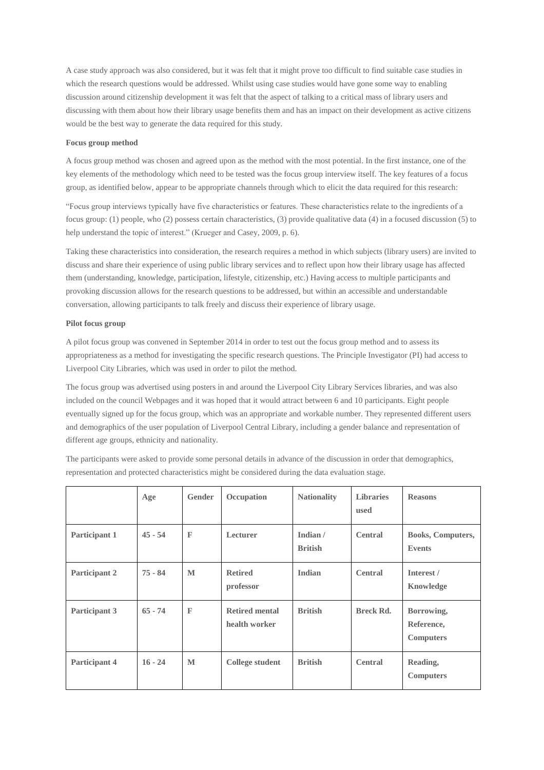A case study approach was also considered, but it was felt that it might prove too difficult to find suitable case studies in which the research questions would be addressed. Whilst using case studies would have gone some way to enabling discussion around citizenship development it was felt that the aspect of talking to a critical mass of library users and discussing with them about how their library usage benefits them and has an impact on their development as active citizens would be the best way to generate the data required for this study.

**Focus group method**

A focus group method was chosen and agreed upon as the method with the most potential. In the first instance, one of the key elements of the methodology which need to be tested was the focus group interview itself. The key features of a focus group, as identified below, appear to be appropriate channels through which to elicit the data required for this research:

"Focus group interviews typically have five characteristics or features. These characteristics relate to the ingredients of a focus group: (1) people, who (2) possess certain characteristics, (3) provide qualitative data (4) in a focused discussion (5) to help understand the topic of interest." (Krueger and Casey, 2009, p. 6).

Taking these characteristics into consideration, the research requires a method in which subjects (library users) are invited to discuss and share their experience of using public library services and to reflect upon how their library usage has affected them (understanding, knowledge, participation, lifestyle, citizenship, etc.) Having access to multiple participants and provoking discussion allows for the research questions to be addressed, but within an accessible and understandable conversation, allowing participants to talk freely and discuss their experience of library usage.

**Pilot focus group**

A pilot focus group was convened in September 2014 in order to test out the focus group method and to assess its appropriateness as a method for investigating the specific research questions. The Principle Investigator (PI) had access to Liverpool City Libraries, which was used in order to pilot the method.

The focus group was advertised using posters in and around the Liverpool City Library Services libraries, and was also included on the council Webpages and it was hoped that it would attract between 6 and 10 participants. Eight people eventually signed up for the focus group, which was an appropriate and workable number. They represented different users and demographics of the user population of Liverpool Central Library, including a gender balance and representation of different age groups, ethnicity and nationality.

The participants were asked to provide some personal details in advance of the discussion in order that demographics, representation and protected characteristics might be considered during the data evaluation stage.

| | Age | Gender | Occupation | Nationality | Libraries used | Reasons |
|---|---|---|---|---|---|---|
| **Participant 1** | **45 - 54** | **F** | **Lecturer** | **Indian / British** | **Central** | **Books, Computers, Events** |
| **Participant 2** | **75 - 84** | **M** | **Retired professor** | **Indian** | **Central** | **Interest / Knowledge** |
| **Participant 3** | **65 - 74** | **F** | **Retired mental health worker** | **British** | **Breck Rd.** | **Borrowing, Reference, Computers** |
| **Participant 4** | **16 - 24** | **M** | **College student** | **British** | **Central** | **Reading, Computers** |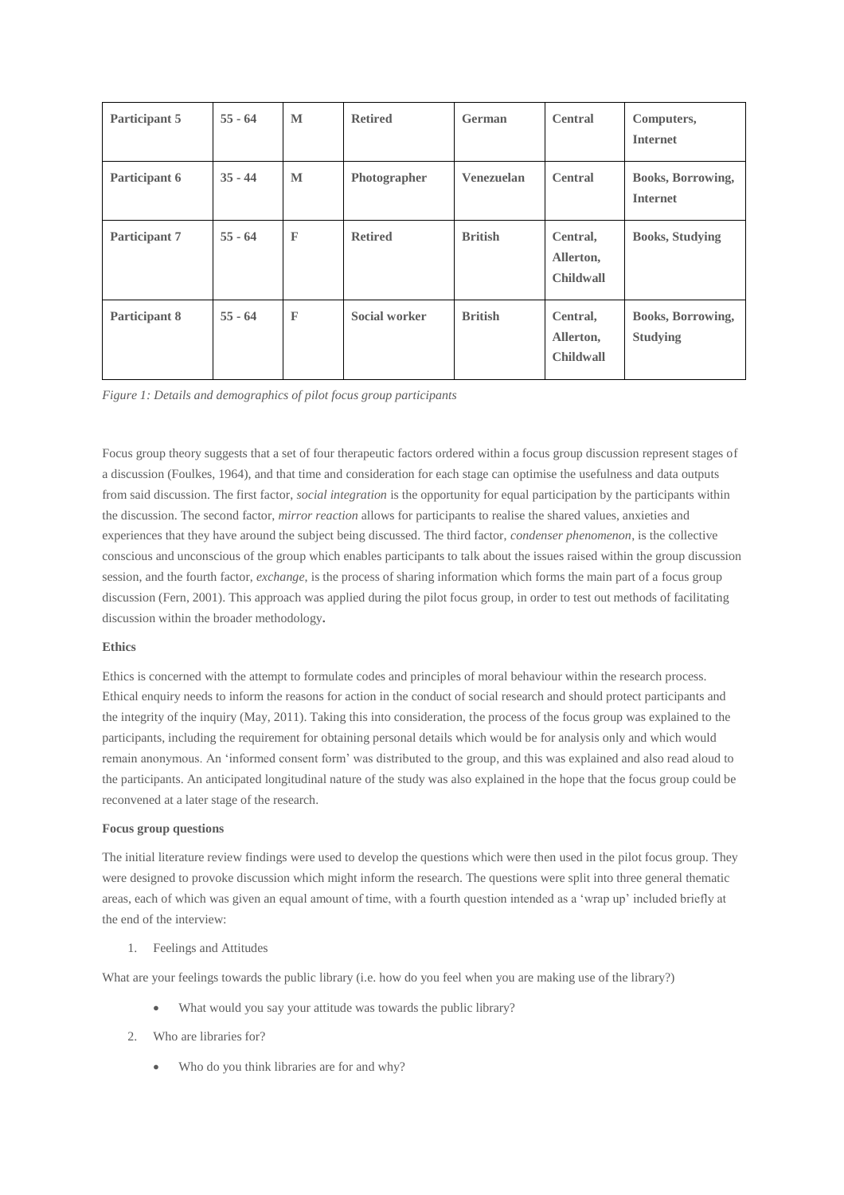| Participant 5 | 55 - 64 | M | Retired | German | Central | Computers, Internet |
|---|---|---|---|---|---|---|
| Participant 6 | 35 - 44 | M | Photographer | Venezuelan | Central | Books, Borrowing, Internet |
| Participant 7 | 55 - 64 | F | Retired | British | Central, Allerton, Childwall | Books, Studying |
| Participant 8 | 55 - 64 | F | Social worker | British | Central, Allerton, Childwall | Books, Borrowing, Studying |

*Figure 1: Details and demographics of pilot focus group participants*

Focus group theory suggests that a set of four therapeutic factors ordered within a focus group discussion represent stages of a discussion (Foulkes, 1964), and that time and consideration for each stage can optimise the usefulness and data outputs from said discussion. The first factor, *social integration* is the opportunity for equal participation by the participants within the discussion. The second factor, *mirror reaction* allows for participants to realise the shared values, anxieties and experiences that they have around the subject being discussed. The third factor, *condenser phenomenon*, is the collective conscious and unconscious of the group which enables participants to talk about the issues raised within the group discussion session, and the fourth factor, *exchange*, is the process of sharing information which forms the main part of a focus group discussion (Fern, 2001). This approach was applied during the pilot focus group, in order to test out methods of facilitating discussion within the broader methodology**.**

**Ethics**

Ethics is concerned with the attempt to formulate codes and principles of moral behaviour within the research process. Ethical enquiry needs to inform the reasons for action in the conduct of social research and should protect participants and the integrity of the inquiry (May, 2011). Taking this into consideration, the process of the focus group was explained to the participants, including the requirement for obtaining personal details which would be for analysis only and which would remain anonymous. An 'informed consent form' was distributed to the group, and this was explained and also read aloud to the participants. An anticipated longitudinal nature of the study was also explained in the hope that the focus group could be reconvened at a later stage of the research.

**Focus group questions**

The initial literature review findings were used to develop the questions which were then used in the pilot focus group. They were designed to provoke discussion which might inform the research. The questions were split into three general thematic areas, each of which was given an equal amount of time, with a fourth question intended as a 'wrap up' included briefly at the end of the interview:

1. Feelings and Attitudes

What are your feelings towards the public library (i.e. how do you feel when you are making use of the library?)

- What would you say your attitude was towards the public library?

2. Who are libraries for?

- Who do you think libraries are for and why?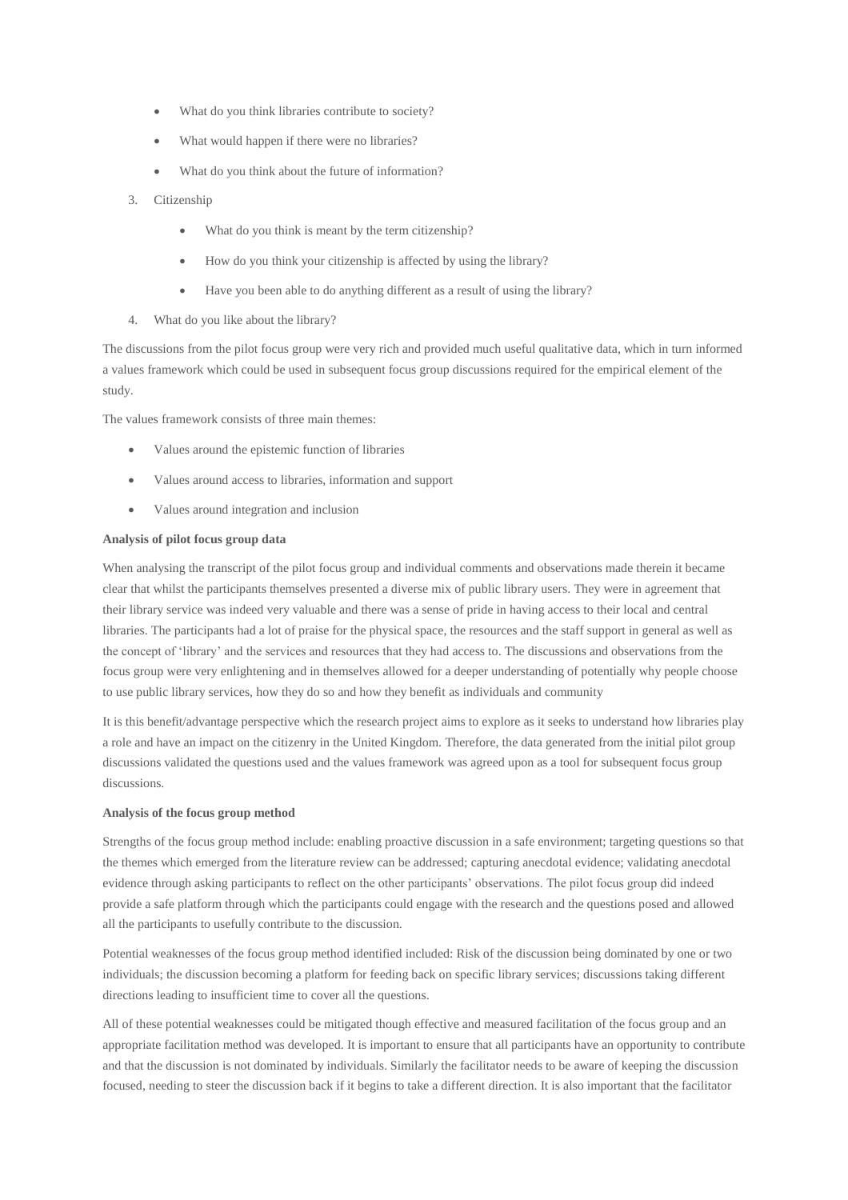- What do you think libraries contribute to society?
- What would happen if there were no libraries?
- What do you think about the future of information?

3. Citizenship
    - What do you think is meant by the term citizenship?
    - How do you think your citizenship is affected by using the library?
    - Have you been able to do anything different as a result of using the library?
4. What do you like about the library?

The discussions from the pilot focus group were very rich and provided much useful qualitative data, which in turn informed a values framework which could be used in subsequent focus group discussions required for the empirical element of the study.

The values framework consists of three main themes:

- Values around the epistemic function of libraries
- Values around access to libraries, information and support
- Values around integration and inclusion

**Analysis of pilot focus group data**

When analysing the transcript of the pilot focus group and individual comments and observations made therein it became clear that whilst the participants themselves presented a diverse mix of public library users. They were in agreement that their library service was indeed very valuable and there was a sense of pride in having access to their local and central libraries. The participants had a lot of praise for the physical space, the resources and the staff support in general as well as the concept of 'library' and the services and resources that they had access to. The discussions and observations from the focus group were very enlightening and in themselves allowed for a deeper understanding of potentially why people choose to use public library services, how they do so and how they benefit as individuals and community

It is this benefit/advantage perspective which the research project aims to explore as it seeks to understand how libraries play a role and have an impact on the citizenry in the United Kingdom. Therefore, the data generated from the initial pilot group discussions validated the questions used and the values framework was agreed upon as a tool for subsequent focus group discussions.

**Analysis of the focus group method**

Strengths of the focus group method include: enabling proactive discussion in a safe environment; targeting questions so that the themes which emerged from the literature review can be addressed; capturing anecdotal evidence; validating anecdotal evidence through asking participants to reflect on the other participants' observations. The pilot focus group did indeed provide a safe platform through which the participants could engage with the research and the questions posed and allowed all the participants to usefully contribute to the discussion.

Potential weaknesses of the focus group method identified included: Risk of the discussion being dominated by one or two individuals; the discussion becoming a platform for feeding back on specific library services; discussions taking different directions leading to insufficient time to cover all the questions.

All of these potential weaknesses could be mitigated though effective and measured facilitation of the focus group and an appropriate facilitation method was developed. It is important to ensure that all participants have an opportunity to contribute and that the discussion is not dominated by individuals. Similarly the facilitator needs to be aware of keeping the discussion focused, needing to steer the discussion back if it begins to take a different direction. It is also important that the facilitator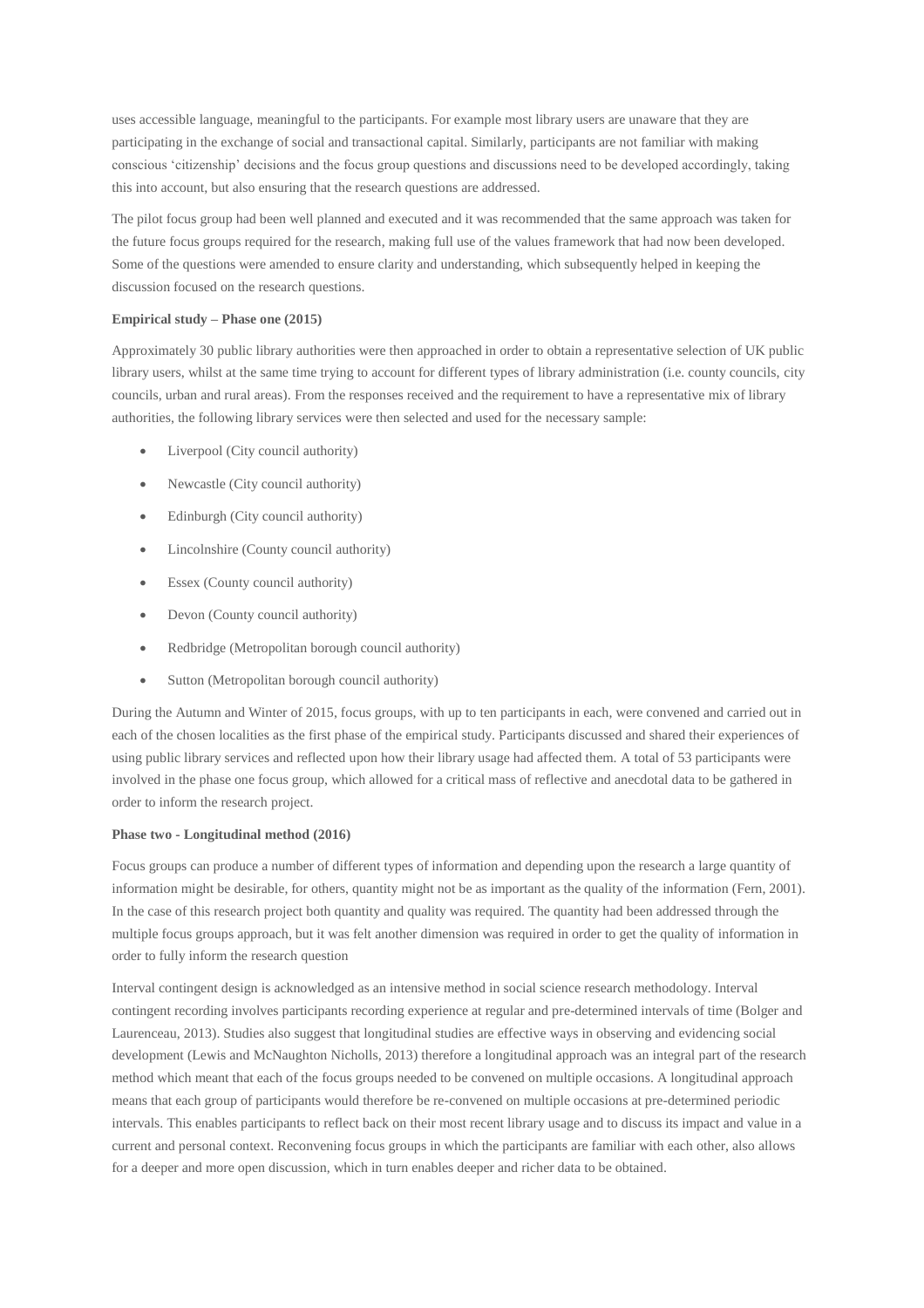uses accessible language, meaningful to the participants. For example most library users are unaware that they are participating in the exchange of social and transactional capital. Similarly, participants are not familiar with making conscious 'citizenship' decisions and the focus group questions and discussions need to be developed accordingly, taking this into account, but also ensuring that the research questions are addressed.

The pilot focus group had been well planned and executed and it was recommended that the same approach was taken for the future focus groups required for the research, making full use of the values framework that had now been developed. Some of the questions were amended to ensure clarity and understanding, which subsequently helped in keeping the discussion focused on the research questions.

**Empirical study – Phase one (2015)**

Approximately 30 public library authorities were then approached in order to obtain a representative selection of UK public library users, whilst at the same time trying to account for different types of library administration (i.e. county councils, city councils, urban and rural areas). From the responses received and the requirement to have a representative mix of library authorities, the following library services were then selected and used for the necessary sample:

- Liverpool (City council authority)
- Newcastle (City council authority)
- Edinburgh (City council authority)
- Lincolnshire (County council authority)
- Essex (County council authority)
- Devon (County council authority)
- Redbridge (Metropolitan borough council authority)
- Sutton (Metropolitan borough council authority)

During the Autumn and Winter of 2015, focus groups, with up to ten participants in each, were convened and carried out in each of the chosen localities as the first phase of the empirical study. Participants discussed and shared their experiences of using public library services and reflected upon how their library usage had affected them. A total of 53 participants were involved in the phase one focus group, which allowed for a critical mass of reflective and anecdotal data to be gathered in order to inform the research project.

**Phase two - Longitudinal method (2016)**

Focus groups can produce a number of different types of information and depending upon the research a large quantity of information might be desirable, for others, quantity might not be as important as the quality of the information (Fern, 2001). In the case of this research project both quantity and quality was required. The quantity had been addressed through the multiple focus groups approach, but it was felt another dimension was required in order to get the quality of information in order to fully inform the research question

Interval contingent design is acknowledged as an intensive method in social science research methodology. Interval contingent recording involves participants recording experience at regular and pre-determined intervals of time (Bolger and Laurenceau, 2013). Studies also suggest that longitudinal studies are effective ways in observing and evidencing social development (Lewis and McNaughton Nicholls, 2013) therefore a longitudinal approach was an integral part of the research method which meant that each of the focus groups needed to be convened on multiple occasions. A longitudinal approach means that each group of participants would therefore be re-convened on multiple occasions at pre-determined periodic intervals. This enables participants to reflect back on their most recent library usage and to discuss its impact and value in a current and personal context. Reconvening focus groups in which the participants are familiar with each other, also allows for a deeper and more open discussion, which in turn enables deeper and richer data to be obtained.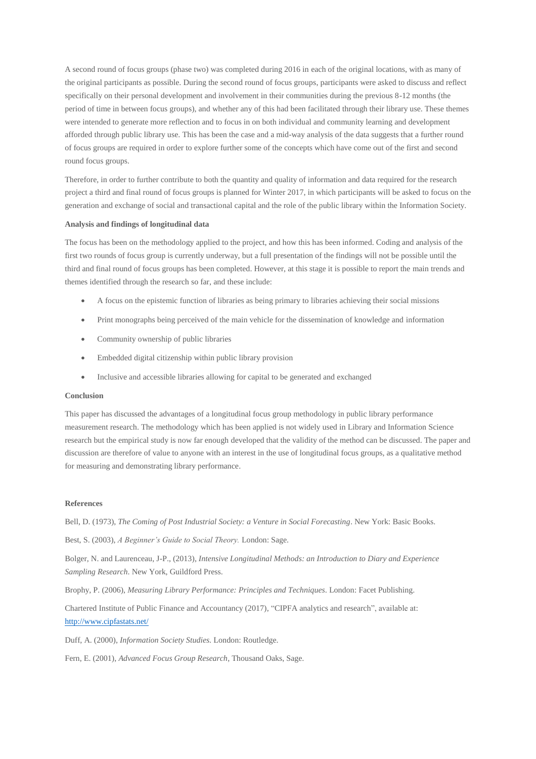A second round of focus groups (phase two) was completed during 2016 in each of the original locations, with as many of the original participants as possible. During the second round of focus groups, participants were asked to discuss and reflect specifically on their personal development and involvement in their communities during the previous 8-12 months (the period of time in between focus groups), and whether any of this had been facilitated through their library use. These themes were intended to generate more reflection and to focus in on both individual and community learning and development afforded through public library use. This has been the case and a mid-way analysis of the data suggests that a further round of focus groups are required in order to explore further some of the concepts which have come out of the first and second round focus groups.

Therefore, in order to further contribute to both the quantity and quality of information and data required for the research project a third and final round of focus groups is planned for Winter 2017, in which participants will be asked to focus on the generation and exchange of social and transactional capital and the role of the public library within the Information Society.

**Analysis and findings of longitudinal data**

The focus has been on the methodology applied to the project, and how this has been informed. Coding and analysis of the first two rounds of focus group is currently underway, but a full presentation of the findings will not be possible until the third and final round of focus groups has been completed. However, at this stage it is possible to report the main trends and themes identified through the research so far, and these include:

- A focus on the epistemic function of libraries as being primary to libraries achieving their social missions
- Print monographs being perceived of the main vehicle for the dissemination of knowledge and information
- Community ownership of public libraries
- Embedded digital citizenship within public library provision
- Inclusive and accessible libraries allowing for capital to be generated and exchanged

**Conclusion**

This paper has discussed the advantages of a longitudinal focus group methodology in public library performance measurement research. The methodology which has been applied is not widely used in Library and Information Science research but the empirical study is now far enough developed that the validity of the method can be discussed. The paper and discussion are therefore of value to anyone with an interest in the use of longitudinal focus groups, as a qualitative method for measuring and demonstrating library performance.

**References**

Bell, D. (1973), *The Coming of Post Industrial Society: a Venture in Social Forecasting*. New York: Basic Books.

Best, S. (2003), *A Beginner's Guide to Social Theory.* London: Sage.

Bolger, N. and Laurenceau, J-P., (2013), *Intensive Longitudinal Methods: an Introduction to Diary and Experience Sampling Research*. New York, Guildford Press.

Brophy, P. (2006), *Measuring Library Performance: Principles and Techniques*. London: Facet Publishing.

Chartered Institute of Public Finance and Accountancy (2017), "CIPFA analytics and research", available at: http://www.cipfastats.net/

Duff, A. (2000), *Information Society Studies.* London: Routledge.

Fern, E. (2001), *Advanced Focus Group Research*, Thousand Oaks, Sage.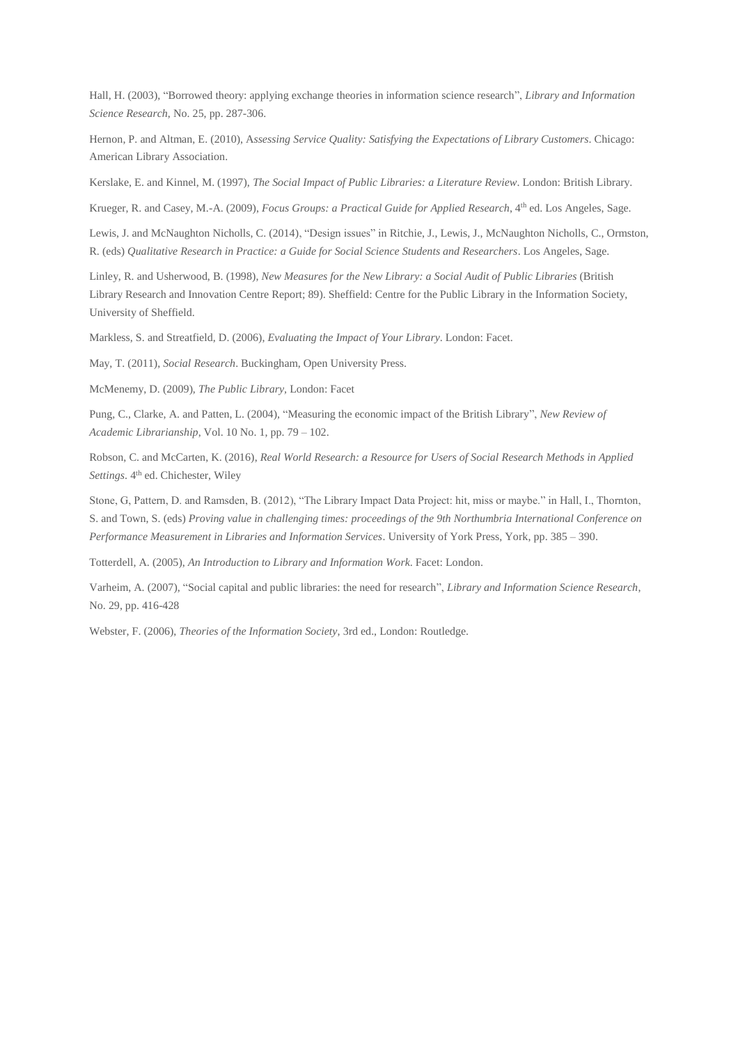Hall, H. (2003), "Borrowed theory: applying exchange theories in information science research", *Library and Information Science Research*, No. 25, pp. 287-306.

Hernon, P. and Altman, E. (2010), A*ssessing Service Quality: Satisfying the Expectations of Library Customers*. Chicago: American Library Association.

Kerslake, E. and Kinnel, M. (1997), *The Social Impact of Public Libraries: a Literature Review*. London: British Library.

Krueger, R. and Casey, M.-A. (2009), *Focus Groups: a Practical Guide for Applied Research*, 4th ed. Los Angeles, Sage.

Lewis, J. and McNaughton Nicholls, C. (2014), "Design issues" in Ritchie, J., Lewis, J., McNaughton Nicholls, C., Ormston, R. (eds) *Qualitative Research in Practice: a Guide for Social Science Students and Researchers*. Los Angeles, Sage.

Linley, R. and Usherwood, B. (1998), *New Measures for the New Library: a Social Audit of Public Libraries* (British Library Research and Innovation Centre Report; 89). Sheffield: Centre for the Public Library in the Information Society, University of Sheffield.

Markless, S. and Streatfield, D. (2006), *Evaluating the Impact of Your Library*. London: Facet.

May, T. (2011), *Social Research*. Buckingham, Open University Press.

McMenemy, D. (2009), *The Public Library*, London: Facet

Pung, C., Clarke, A. and Patten, L. (2004), "Measuring the economic impact of the British Library", *New Review of Academic Librarianship*, Vol. 10 No. 1, pp. 79 – 102.

Robson, C. and McCarten, K. (2016), *Real World Research: a Resource for Users of Social Research Methods in Applied Settings*. 4th ed. Chichester, Wiley

Stone, G, Pattern, D. and Ramsden, B. (2012), "The Library Impact Data Project: hit, miss or maybe." in Hall, I., Thornton, S. and Town, S. (eds) *Proving value in challenging times: proceedings of the 9th Northumbria International Conference on Performance Measurement in Libraries and Information Services*. University of York Press, York, pp. 385 – 390.

Totterdell, A. (2005), *An Introduction to Library and Information Work*. Facet: London.

Varheim, A. (2007), "Social capital and public libraries: the need for research", *Library and Information Science Research*, No. 29, pp. 416-428

Webster, F. (2006), *Theories of the Information Society*, 3rd ed., London: Routledge.